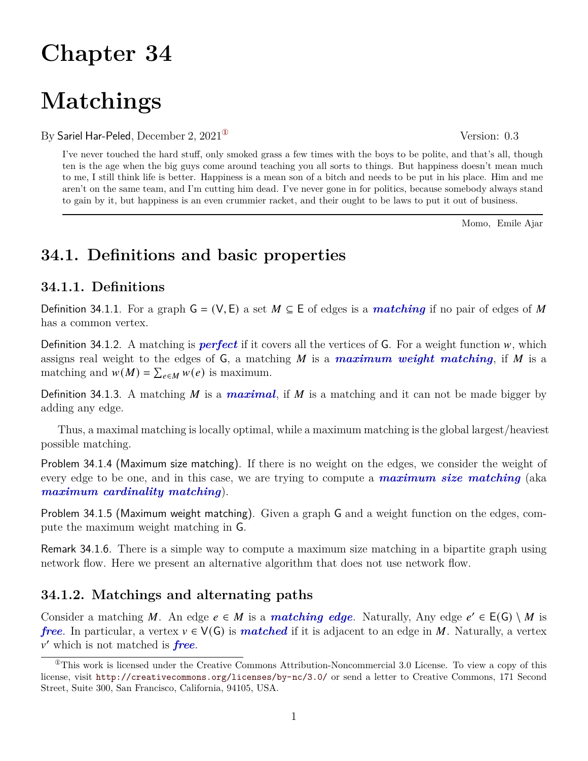# Chapter 34

# Matchings

By Sariel Har-Peled, December 2, 2021[①] Version: 0.3

> I've never touched the hard stuff, only smoked grass a few times with the boys to be polite, and that's all, though ten is the age when the big guys come around teaching you all sorts to things. But happiness doesn't mean much to me, I still think life is better. Happiness is a mean son of a bitch and needs to be put in his place. Him and me aren't on the same team, and I'm cutting him dead. I've never gone in for politics, because somebody always stand to gain by it, but happiness is an even crummier racket, and their ought to be laws to put it out of business.
>
> Momo, Emile Ajar

## 34.1. Definitions and basic properties

### 34.1.1. Definitions

Definition 34.1.1. For a graph $\mathsf{G} = (\mathsf{V}, \mathsf{E})$ a set $M \subseteq \mathsf{E}$ of edges is a ***matching*** if no pair of edges of $M$ has a common vertex.

Definition 34.1.2. A matching is ***perfect*** if it covers all the vertices of $\mathsf{G}$. For a weight function $w$, which assigns real weight to the edges of $\mathsf{G}$, a matching $M$ is a ***maximum weight matching***, if $M$ is a matching and $w(M) = \sum_{e \in M} w(e)$ is maximum.

Definition 34.1.3. A matching $M$ is a ***maximal***, if $M$ is a matching and it can not be made bigger by adding any edge.

Thus, a maximal matching is locally optimal, while a maximum matching is the global largest/heaviest possible matching.

Problem 34.1.4 (Maximum size matching). If there is no weight on the edges, we consider the weight of every edge to be one, and in this case, we are trying to compute a ***maximum size matching*** (aka ***maximum cardinality matching***).

Problem 34.1.5 (Maximum weight matching). Given a graph $\mathsf{G}$ and a weight function on the edges, compute the maximum weight matching in $\mathsf{G}$.

Remark 34.1.6. There is a simple way to compute a maximum size matching in a bipartite graph using network flow. Here we present an alternative algorithm that does not use network flow.

### 34.1.2. Matchings and alternating paths

Consider a matching $M$. An edge $e \in M$ is a ***matching edge***. Naturally, Any edge $e' \in \mathsf{E}(\mathsf{G}) \setminus M$ is ***free***. In particular, a vertex $v \in \mathsf{V}(\mathsf{G})$ is ***matched*** if it is adjacent to an edge in $M$. Naturally, a vertex $v'$ which is not matched is ***free***.

---

[①] This work is licensed under the Creative Commons Attribution-Noncommercial 3.0 License. To view a copy of this license, visit http://creativecommons.org/licenses/by-nc/3.0/ or send a letter to Creative Commons, 171 Second Street, Suite 300, San Francisco, California, 94105, USA.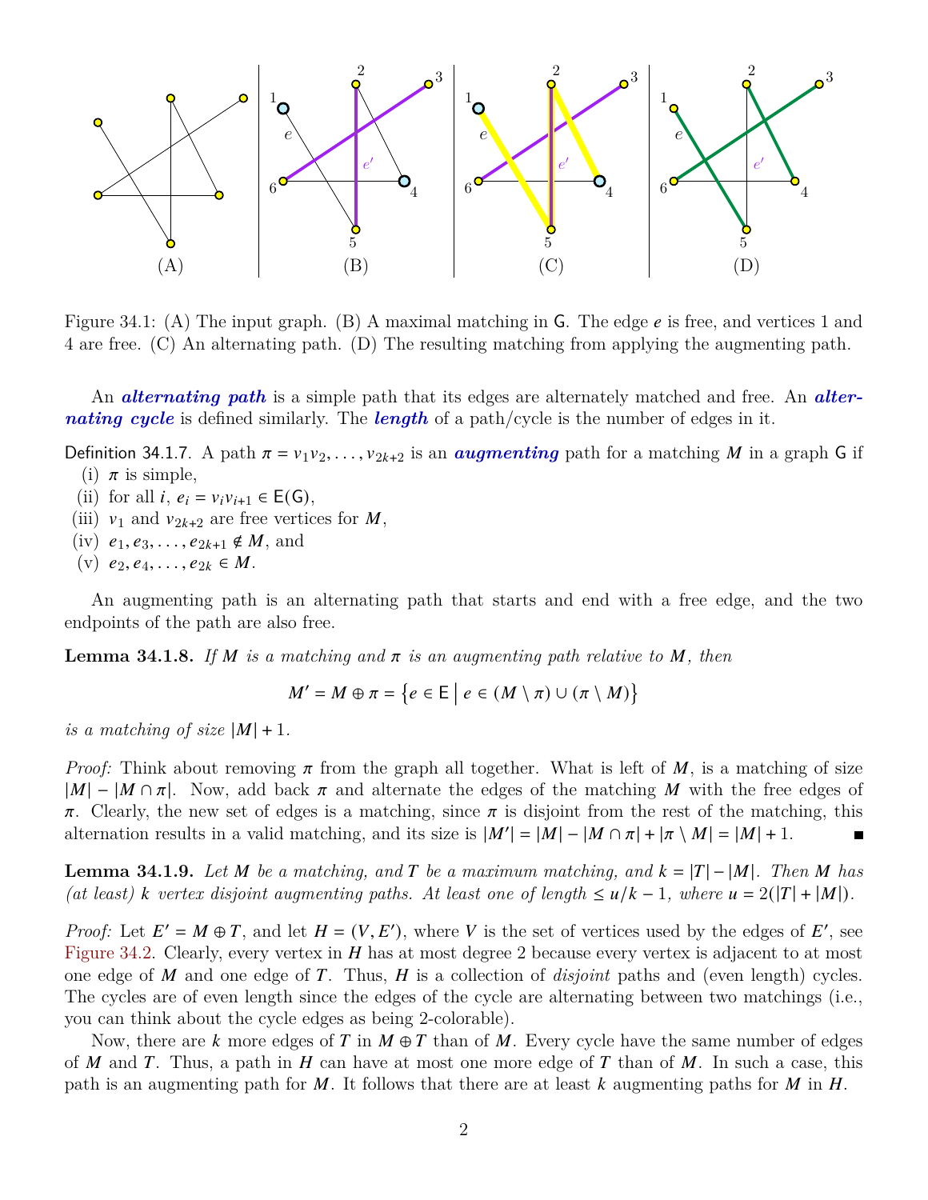Figure 34.1: (A) The input graph. (B) A maximal matching in G. The edge $e$ is free, and vertices 1 and 4 are free. (C) An alternating path. (D) The resulting matching from applying the augmenting path.

An ***alternating path*** is a simple path that its edges are alternately matched and free. An ***alternating cycle*** is defined similarly. The ***length*** of a path/cycle is the number of edges in it.

Definition 34.1.7. A path $\pi = v_1 v_2, \ldots, v_{2k+2}$ is an ***augmenting*** path for a matching $M$ in a graph $\mathsf{G}$ if

(i) $\pi$ is simple,
(ii) for all $i$, $e_i = v_i v_{i+1} \in \mathsf{E}(\mathsf{G})$,
(iii) $v_1$ and $v_{2k+2}$ are free vertices for $M$,
(iv) $e_1, e_3, \ldots, e_{2k+1} \notin M$, and
(v) $e_2, e_4, \ldots, e_{2k} \in M$.

An augmenting path is an alternating path that starts and end with a free edge, and the two endpoints of the path are also free.

**Lemma 34.1.8.** *If $M$ is a matching and $\pi$ is an augmenting path relative to $M$, then*

$$M' = M \oplus \pi = \left\{ e \in \mathsf{E} \;\middle|\; e \in (M \setminus \pi) \cup (\pi \setminus M) \right\}$$

*is a matching of size $|M| + 1$.*

*Proof:* Think about removing $\pi$ from the graph all together. What is left of $M$, is a matching of size $|M| - |M \cap \pi|$. Now, add back $\pi$ and alternate the edges of the matching $M$ with the free edges of $\pi$. Clearly, the new set of edges is a matching, since $\pi$ is disjoint from the rest of the matching, this alternation results in a valid matching, and its size is $|M'| = |M| - |M \cap \pi| + |\pi \setminus M| = |M| + 1$. ■

**Lemma 34.1.9.** *Let $M$ be a matching, and $T$ be a maximum matching, and $k = |T| - |M|$. Then $M$ has (at least) $k$ vertex disjoint augmenting paths. At least one of length $\leq u/k - 1$, where $u = 2(|T| + |M|)$.*

*Proof:* Let $E' = M \oplus T$, and let $H = (V, E')$, where $V$ is the set of vertices used by the edges of $E'$, see Figure 34.2. Clearly, every vertex in $H$ has at most degree 2 because every vertex is adjacent to at most one edge of $M$ and one edge of $T$. Thus, $H$ is a collection of *disjoint* paths and (even length) cycles. The cycles are of even length since the edges of the cycle are alternating between two matchings (i.e., you can think about the cycle edges as being 2-colorable).

Now, there are $k$ more edges of $T$ in $M \oplus T$ than of $M$. Every cycle have the same number of edges of $M$ and $T$. Thus, a path in $H$ can have at most one more edge of $T$ than of $M$. In such a case, this path is an augmenting path for $M$. It follows that there are at least $k$ augmenting paths for $M$ in $H$.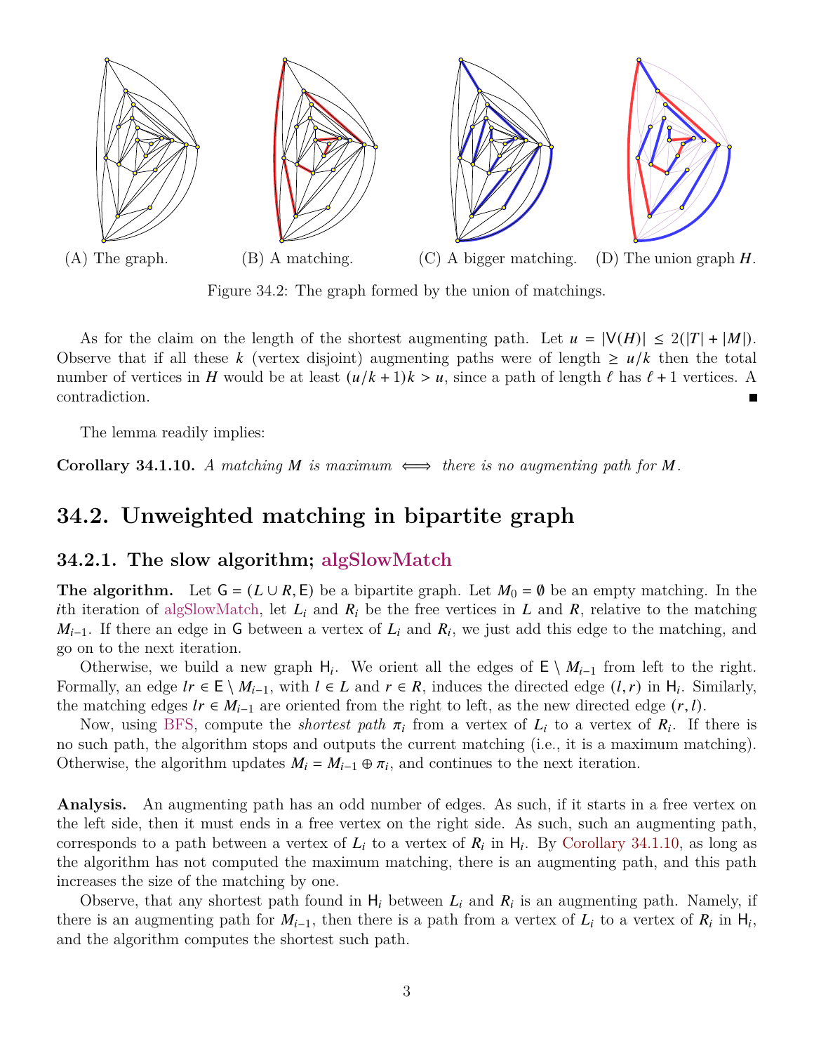(A) The graph. (B) A matching. (C) A bigger matching. (D) The union graph $H$.

Figure 34.2: The graph formed by the union of matchings.

As for the claim on the length of the shortest augmenting path. Let $u = |\mathsf{V}(H)| \leq 2(|T| + |M|)$. Observe that if all these $k$ (vertex disjoint) augmenting paths were of length $\geq u/k$ then the total number of vertices in $H$ would be at least $(u/k + 1)k > u$, since a path of length $\ell$ has $\ell + 1$ vertices. A contradiction. ∎

The lemma readily implies:

**Corollary 34.1.10.** *A matching $M$ is maximum $\iff$ there is no augmenting path for $M$.*

## 34.2. Unweighted matching in bipartite graph

### 34.2.1. The slow algorithm; algSlowMatch

**The algorithm.** Let $\mathsf{G} = (L \cup R, \mathsf{E})$ be a bipartite graph. Let $M_0 = \emptyset$ be an empty matching. In the $i$th iteration of algSlowMatch, let $L_i$ and $R_i$ be the free vertices in $L$ and $R$, relative to the matching $M_{i-1}$. If there an edge in $\mathsf{G}$ between a vertex of $L_i$ and $R_i$, we just add this edge to the matching, and go on to the next iteration.

Otherwise, we build a new graph $\mathsf{H}_i$. We orient all the edges of $\mathsf{E} \setminus M_{i-1}$ from left to the right. Formally, an edge $lr \in \mathsf{E} \setminus M_{i-1}$, with $l \in L$ and $r \in R$, induces the directed edge $(l, r)$ in $\mathsf{H}_i$. Similarly, the matching edges $lr \in M_{i-1}$ are oriented from the right to left, as the new directed edge $(r, l)$.

Now, using BFS, compute the *shortest path* $\pi_i$ from a vertex of $L_i$ to a vertex of $R_i$. If there is no such path, the algorithm stops and outputs the current matching (i.e., it is a maximum matching). Otherwise, the algorithm updates $M_i = M_{i-1} \oplus \pi_i$, and continues to the next iteration.

**Analysis.** An augmenting path has an odd number of edges. As such, if it starts in a free vertex on the left side, then it must ends in a free vertex on the right side. As such, such an augmenting path, corresponds to a path between a vertex of $L_i$ to a vertex of $R_i$ in $\mathsf{H}_i$. By Corollary 34.1.10, as long as the algorithm has not computed the maximum matching, there is an augmenting path, and this path increases the size of the matching by one.

Observe, that any shortest path found in $\mathsf{H}_i$ between $L_i$ and $R_i$ is an augmenting path. Namely, if there is an augmenting path for $M_{i-1}$, then there is a path from a vertex of $L_i$ to a vertex of $R_i$ in $\mathsf{H}_i$, and the algorithm computes the shortest such path.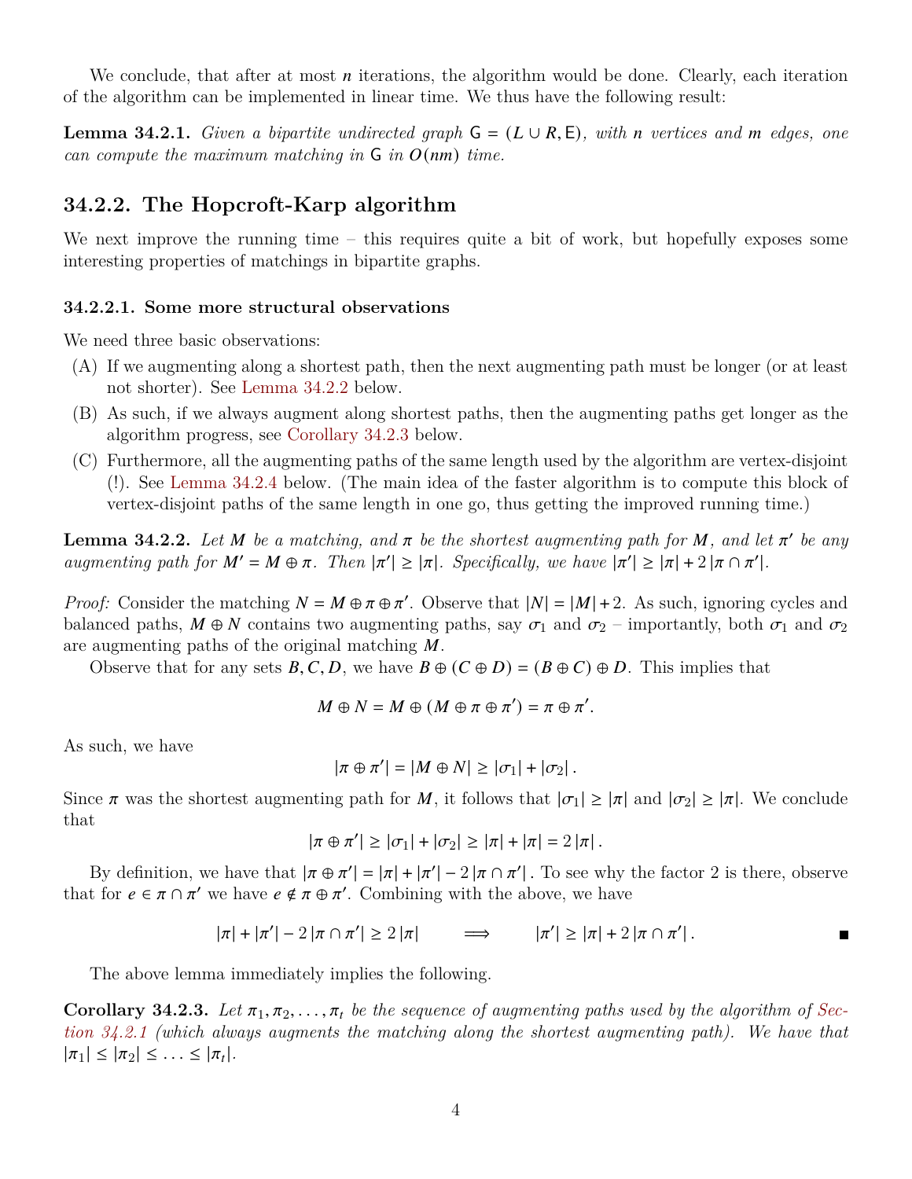We conclude, that after at most $n$ iterations, the algorithm would be done. Clearly, each iteration of the algorithm can be implemented in linear time. We thus have the following result:

**Lemma 34.2.1.** *Given a bipartite undirected graph* $\mathsf{G} = (L \cup R, \mathsf{E})$*, with* $n$ *vertices and* $m$ *edges, one can compute the maximum matching in* $\mathsf{G}$ *in* $O(nm)$ *time.*

## 34.2.2. The Hopcroft-Karp algorithm

We next improve the running time – this requires quite a bit of work, but hopefully exposes some interesting properties of matchings in bipartite graphs.

### 34.2.2.1. Some more structural observations

We need three basic observations:

(A) If we augmenting along a shortest path, then the next augmenting path must be longer (or at least not shorter). See Lemma 34.2.2 below.

(B) As such, if we always augment along shortest paths, then the augmenting paths get longer as the algorithm progress, see Corollary 34.2.3 below.

(C) Furthermore, all the augmenting paths of the same length used by the algorithm are vertex-disjoint (!). See Lemma 34.2.4 below. (The main idea of the faster algorithm is to compute this block of vertex-disjoint paths of the same length in one go, thus getting the improved running time.)

**Lemma 34.2.2.** *Let* $M$ *be a matching, and* $\pi$ *be the shortest augmenting path for* $M$*, and let* $\pi'$ *be any augmenting path for* $M' = M \oplus \pi$*. Then* $|\pi'| \geq |\pi|$*. Specifically, we have* $|\pi'| \geq |\pi| + 2\,|\pi \cap \pi'|$*.*

*Proof:* Consider the matching $N = M \oplus \pi \oplus \pi'$. Observe that $|N| = |M| + 2$. As such, ignoring cycles and balanced paths, $M \oplus N$ contains two augmenting paths, say $\sigma_1$ and $\sigma_2$ – importantly, both $\sigma_1$ and $\sigma_2$ are augmenting paths of the original matching $M$.

Observe that for any sets $B, C, D$, we have $B \oplus (C \oplus D) = (B \oplus C) \oplus D$. This implies that

$$M \oplus N = M \oplus (M \oplus \pi \oplus \pi') = \pi \oplus \pi'.$$

As such, we have

$$|\pi \oplus \pi'| = |M \oplus N| \geq |\sigma_1| + |\sigma_2|\,.$$

Since $\pi$ was the shortest augmenting path for $M$, it follows that $|\sigma_1| \geq |\pi|$ and $|\sigma_2| \geq |\pi|$. We conclude that

$$|\pi \oplus \pi'| \geq |\sigma_1| + |\sigma_2| \geq |\pi| + |\pi| = 2\,|\pi|\,.$$

By definition, we have that $|\pi \oplus \pi'| = |\pi| + |\pi'| - 2\,|\pi \cap \pi'|$. To see why the factor 2 is there, observe that for $e \in \pi \cap \pi'$ we have $e \notin \pi \oplus \pi'$. Combining with the above, we have

$$|\pi| + |\pi'| - 2\,|\pi \cap \pi'| \geq 2\,|\pi| \qquad \Longrightarrow \qquad |\pi'| \geq |\pi| + 2\,|\pi \cap \pi'|\,. \qquad \blacksquare$$

The above lemma immediately implies the following.

**Corollary 34.2.3.** *Let* $\pi_1, \pi_2, \ldots, \pi_t$ *be the sequence of augmenting paths used by the algorithm of Section 34.2.1 (which always augments the matching along the shortest augmenting path). We have that* $|\pi_1| \leq |\pi_2| \leq \ldots \leq |\pi_t|$*.*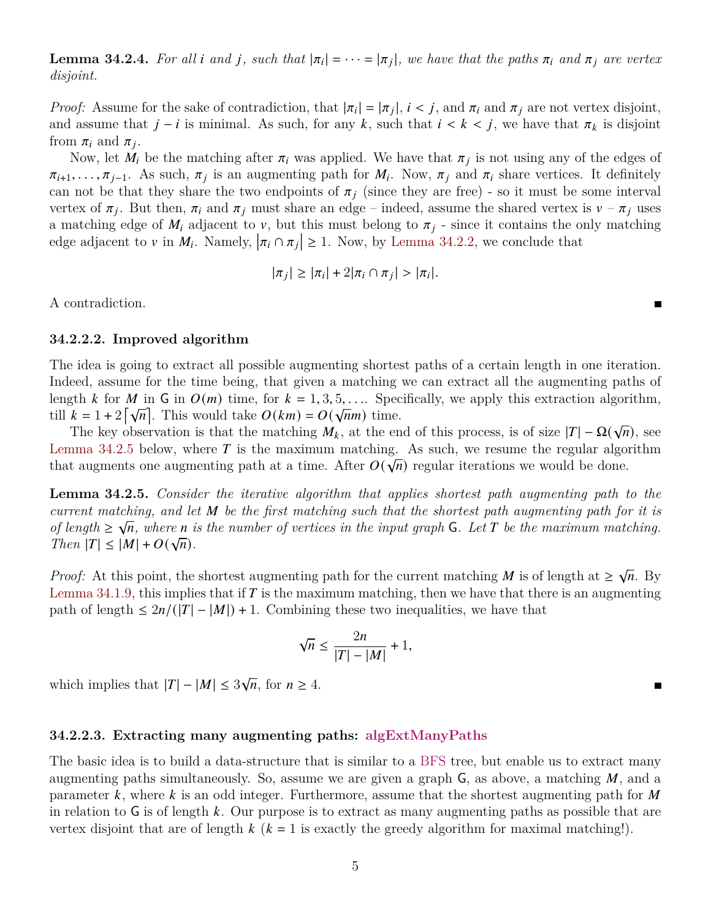**Lemma 34.2.4.** *For all $i$ and $j$, such that $|\pi_i| = \cdots = |\pi_j|$, we have that the paths $\pi_i$ and $\pi_j$ are vertex disjoint.*

*Proof:* Assume for the sake of contradiction, that $|\pi_i| = |\pi_j|$, $i < j$, and $\pi_i$ and $\pi_j$ are not vertex disjoint, and assume that $j - i$ is minimal. As such, for any $k$, such that $i < k < j$, we have that $\pi_k$ is disjoint from $\pi_i$ and $\pi_j$.

Now, let $M_i$ be the matching after $\pi_i$ was applied. We have that $\pi_j$ is not using any of the edges of $\pi_{i+1}, \ldots, \pi_{j-1}$. As such, $\pi_j$ is an augmenting path for $M_i$. Now, $\pi_j$ and $\pi_i$ share vertices. It definitely can not be that they share the two endpoints of $\pi_j$ (since they are free) - so it must be some interval vertex of $\pi_j$. But then, $\pi_i$ and $\pi_j$ must share an edge – indeed, assume the shared vertex is $v$ – $\pi_j$ uses a matching edge of $M_i$ adjacent to $v$, but this must belong to $\pi_j$ - since it contains the only matching edge adjacent to $v$ in $M_i$. Namely, $|\pi_i \cap \pi_j| \geq 1$. Now, by Lemma 34.2.2, we conclude that

$$|\pi_j| \geq |\pi_i| + 2|\pi_i \cap \pi_j| > |\pi_i|.$$

A contradiction. ∎

#### 34.2.2.2. Improved algorithm

The idea is going to extract all possible augmenting shortest paths of a certain length in one iteration. Indeed, assume for the time being, that given a matching we can extract all the augmenting paths of length $k$ for $M$ in $\mathsf{G}$ in $O(m)$ time, for $k = 1, 3, 5, \ldots$. Specifically, we apply this extraction algorithm, till $k = 1 + 2\lceil\sqrt{n}\rceil$. This would take $O(km) = O(\sqrt{n}m)$ time.

The key observation is that the matching $M_k$, at the end of this process, is of size $|T| - \Omega(\sqrt{n})$, see Lemma 34.2.5 below, where $T$ is the maximum matching. As such, we resume the regular algorithm that augments one augmenting path at a time. After $O(\sqrt{n})$ regular iterations we would be done.

**Lemma 34.2.5.** *Consider the iterative algorithm that applies shortest path augmenting path to the current matching, and let $M$ be the first matching such that the shortest path augmenting path for it is of length $\geq \sqrt{n}$, where $n$ is the number of vertices in the input graph $\mathsf{G}$. Let $T$ be the maximum matching. Then $|T| \leq |M| + O(\sqrt{n})$.*

*Proof:* At this point, the shortest augmenting path for the current matching $M$ is of length at $\geq \sqrt{n}$. By Lemma 34.1.9, this implies that if $T$ is the maximum matching, then we have that there is an augmenting path of length $\leq 2n/(|T| - |M|) + 1$. Combining these two inequalities, we have that

$$\sqrt{n} \leq \frac{2n}{|T| - |M|} + 1,$$

which implies that $|T| - |M| \leq 3\sqrt{n}$, for $n \geq 4$. ∎

#### 34.2.2.3. Extracting many augmenting paths: algExtManyPaths

The basic idea is to build a data-structure that is similar to a BFS tree, but enable us to extract many augmenting paths simultaneously. So, assume we are given a graph $\mathsf{G}$, as above, a matching $M$, and a parameter $k$, where $k$ is an odd integer. Furthermore, assume that the shortest augmenting path for $M$ in relation to $\mathsf{G}$ is of length $k$. Our purpose is to extract as many augmenting paths as possible that are vertex disjoint that are of length $k$ ($k = 1$ is exactly the greedy algorithm for maximal matching!).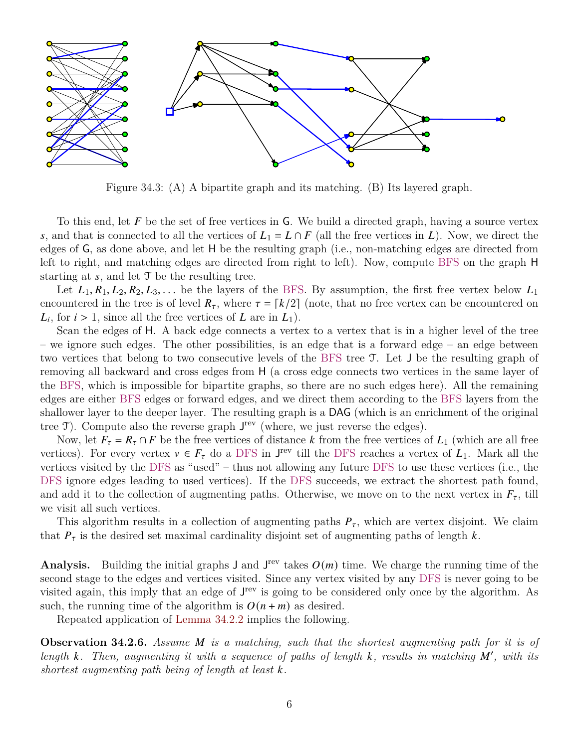Figure 34.3: (A) A bipartite graph and its matching. (B) Its layered graph.

To this end, let $F$ be the set of free vertices in $\mathsf{G}$. We build a directed graph, having a source vertex $s$, and that is connected to all the vertices of $L_1 = L \cap F$ (all the free vertices in $L$). Now, we direct the edges of $\mathsf{G}$, as done above, and let $\mathsf{H}$ be the resulting graph (i.e., non-matching edges are directed from left to right, and matching edges are directed from right to left). Now, compute BFS on the graph $\mathsf{H}$ starting at $s$, and let $\mathcal{T}$ be the resulting tree.

Let $L_1, R_1, L_2, R_2, L_3, \ldots$ be the layers of the BFS. By assumption, the first free vertex below $L_1$ encountered in the tree is of level $R_\tau$, where $\tau = \lceil k/2 \rceil$ (note, that no free vertex can be encountered on $L_i$, for $i > 1$, since all the free vertices of $L$ are in $L_1$).

Scan the edges of $\mathsf{H}$. A back edge connects a vertex to a vertex that is in a higher level of the tree – we ignore such edges. The other possibilities, is an edge that is a forward edge – an edge between two vertices that belong to two consecutive levels of the BFS tree $\mathcal{T}$. Let $\mathsf{J}$ be the resulting graph of removing all backward and cross edges from $\mathsf{H}$ (a cross edge connects two vertices in the same layer of the BFS, which is impossible for bipartite graphs, so there are no such edges here). All the remaining edges are either BFS edges or forward edges, and we direct them according to the BFS layers from the shallower layer to the deeper layer. The resulting graph is a DAG (which is an enrichment of the original tree $\mathcal{T}$). Compute also the reverse graph $\mathsf{J}^{\text{rev}}$ (where, we just reverse the edges).

Now, let $F_\tau = R_\tau \cap F$ be the free vertices of distance $k$ from the free vertices of $L_1$ (which are all free vertices). For every vertex $v \in F_\tau$ do a DFS in $\mathsf{J}^{\text{rev}}$ till the DFS reaches a vertex of $L_1$. Mark all the vertices visited by the DFS as "used" – thus not allowing any future DFS to use these vertices (i.e., the DFS ignore edges leading to used vertices). If the DFS succeeds, we extract the shortest path found, and add it to the collection of augmenting paths. Otherwise, we move on to the next vertex in $F_\tau$, till we visit all such vertices.

This algorithm results in a collection of augmenting paths $P_\tau$, which are vertex disjoint. We claim that $P_\tau$ is the desired set maximal cardinality disjoint set of augmenting paths of length $k$.

**Analysis.** Building the initial graphs $\mathsf{J}$ and $\mathsf{J}^{\text{rev}}$ takes $O(m)$ time. We charge the running time of the second stage to the edges and vertices visited. Since any vertex visited by any DFS is never going to be visited again, this imply that an edge of $\mathsf{J}^{\text{rev}}$ is going to be considered only once by the algorithm. As such, the running time of the algorithm is $O(n+m)$ as desired.

Repeated application of Lemma 34.2.2 implies the following.

**Observation 34.2.6.** *Assume $M$ is a matching, such that the shortest augmenting path for it is of length $k$. Then, augmenting it with a sequence of paths of length $k$, results in matching $M'$, with its shortest augmenting path being of length at least $k$.*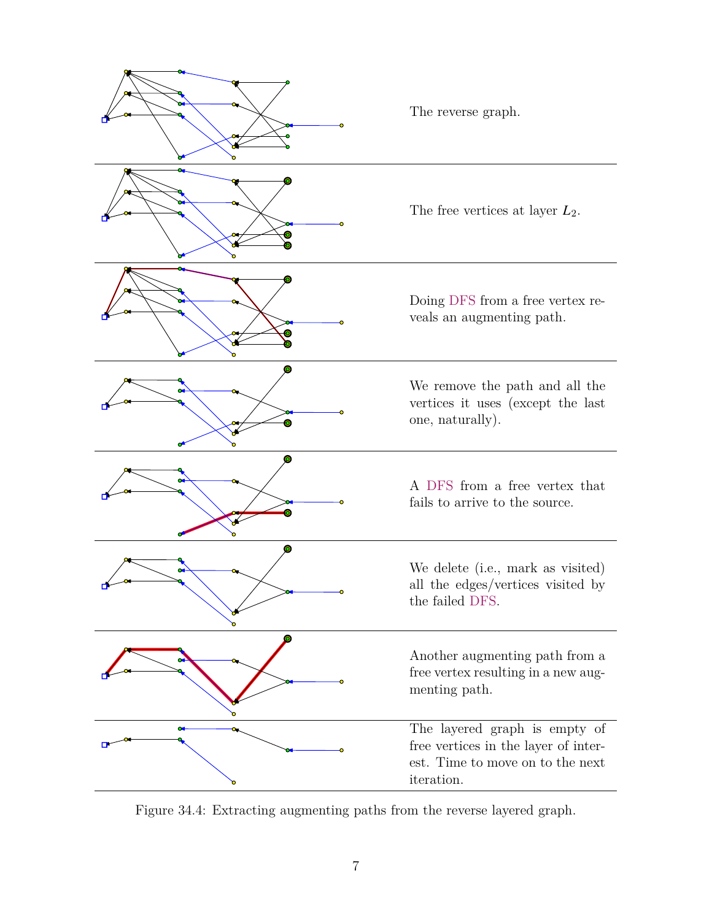The reverse graph.

The free vertices at layer $L_2$.

Doing DFS from a free vertex reveals an augmenting path.

We remove the path and all the vertices it uses (except the last one, naturally).

A DFS from a free vertex that fails to arrive to the source.

We delete (i.e., mark as visited) all the edges/vertices visited by the failed DFS.

Another augmenting path from a free vertex resulting in a new augmenting path.

The layered graph is empty of free vertices in the layer of interest. Time to move on to the next iteration.

Figure 34.4: Extracting augmenting paths from the reverse layered graph.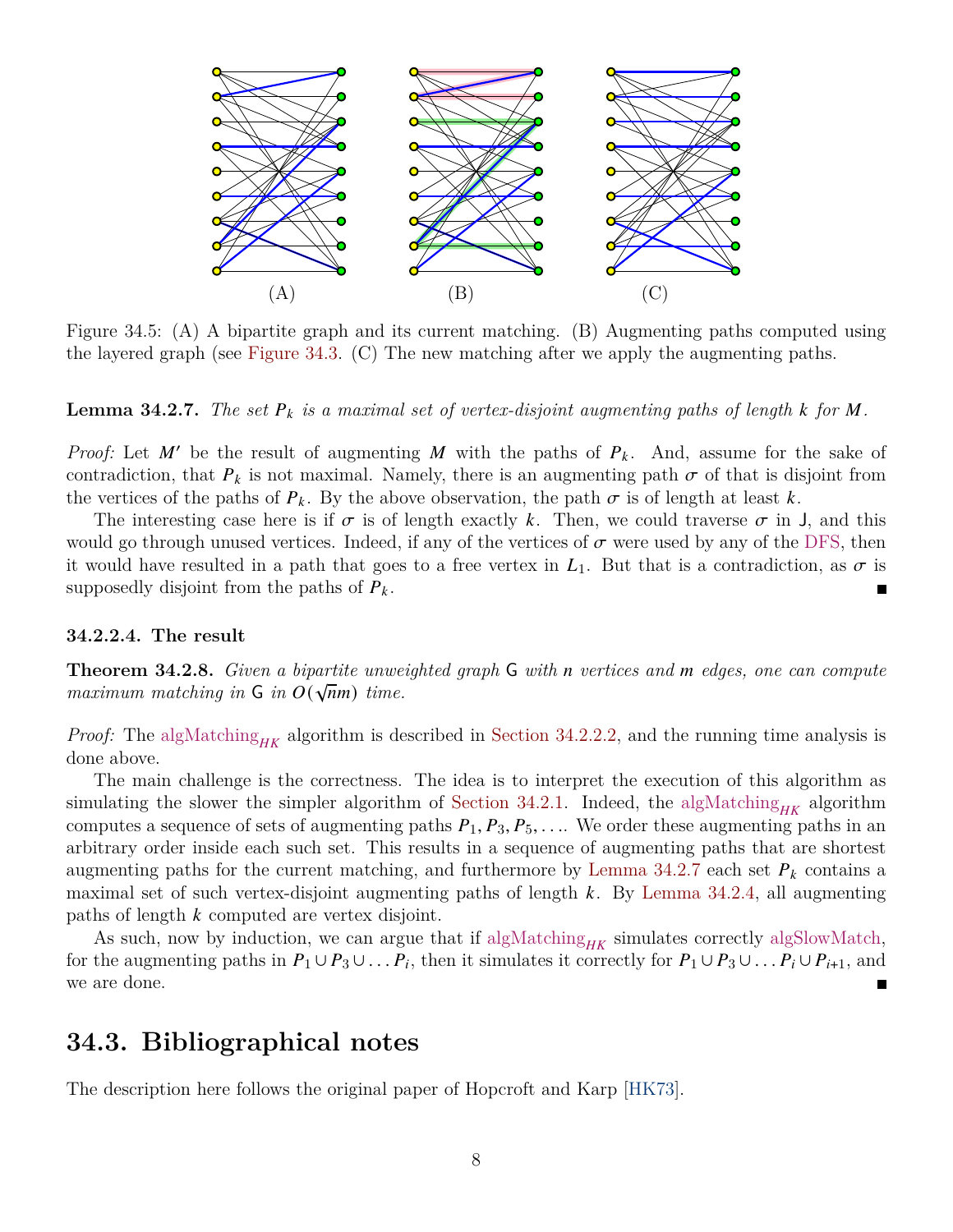(A) (B) (C)

Figure 34.5: (A) A bipartite graph and its current matching. (B) Augmenting paths computed using the layered graph (see Figure 34.3. (C) The new matching after we apply the augmenting paths.

**Lemma 34.2.7.** *The set $P_k$ is a maximal set of vertex-disjoint augmenting paths of length $k$ for $M$.*

*Proof:* Let $M'$ be the result of augmenting $M$ with the paths of $P_k$. And, assume for the sake of contradiction, that $P_k$ is not maximal. Namely, there is an augmenting path $\sigma$ of that is disjoint from the vertices of the paths of $P_k$. By the above observation, the path $\sigma$ is of length at least $k$.

The interesting case here is if $\sigma$ is of length exactly $k$. Then, we could traverse $\sigma$ in $\mathsf{J}$, and this would go through unused vertices. Indeed, if any of the vertices of $\sigma$ were used by any of the DFS, then it would have resulted in a path that goes to a free vertex in $L_1$. But that is a contradiction, as $\sigma$ is supposedly disjoint from the paths of $P_k$. ∎

#### 34.2.2.4. The result

**Theorem 34.2.8.** *Given a bipartite unweighted graph $\mathsf{G}$ with $n$ vertices and $m$ edges, one can compute maximum matching in $\mathsf{G}$ in $O(\sqrt{n}m)$ time.*

*Proof:* The $\text{algMatching}_{HK}$ algorithm is described in Section 34.2.2.2, and the running time analysis is done above.

The main challenge is the correctness. The idea is to interpret the execution of this algorithm as simulating the slower the simpler algorithm of Section 34.2.1. Indeed, the $\text{algMatching}_{HK}$ algorithm computes a sequence of sets of augmenting paths $P_1, P_3, P_5, \ldots$. We order these augmenting paths in an arbitrary order inside each such set. This results in a sequence of augmenting paths that are shortest augmenting paths for the current matching, and furthermore by Lemma 34.2.7 each set $P_k$ contains a maximal set of such vertex-disjoint augmenting paths of length $k$. By Lemma 34.2.4, all augmenting paths of length $k$ computed are vertex disjoint.

As such, now by induction, we can argue that if $\text{algMatching}_{HK}$ simulates correctly algSlowMatch, for the augmenting paths in $P_1 \cup P_3 \cup \ldots P_i$, then it simulates it correctly for $P_1 \cup P_3 \cup \ldots P_i \cup P_{i+1}$, and we are done. ∎

## 34.3. Bibliographical notes

The description here follows the original paper of Hopcroft and Karp [HK73].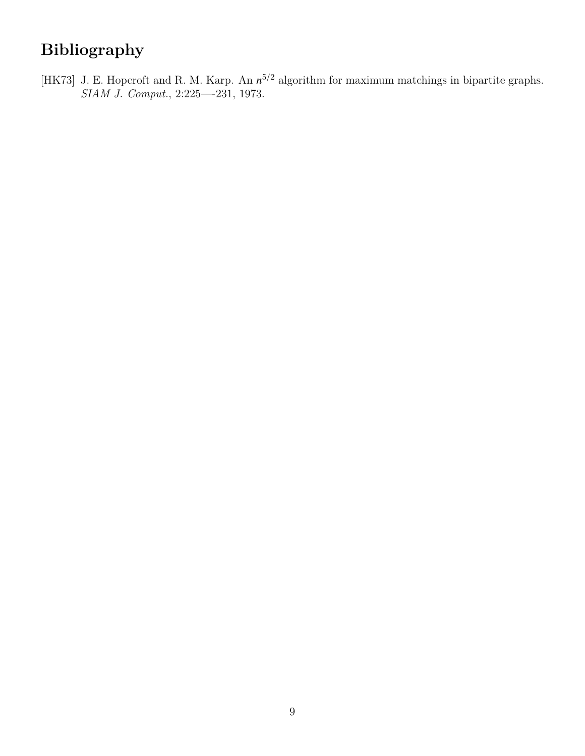# Bibliography

[HK73] J. E. Hopcroft and R. M. Karp. An $n^{5/2}$ algorithm for maximum matchings in bipartite graphs. *SIAM J. Comput.*, 2:225—-231, 1973.